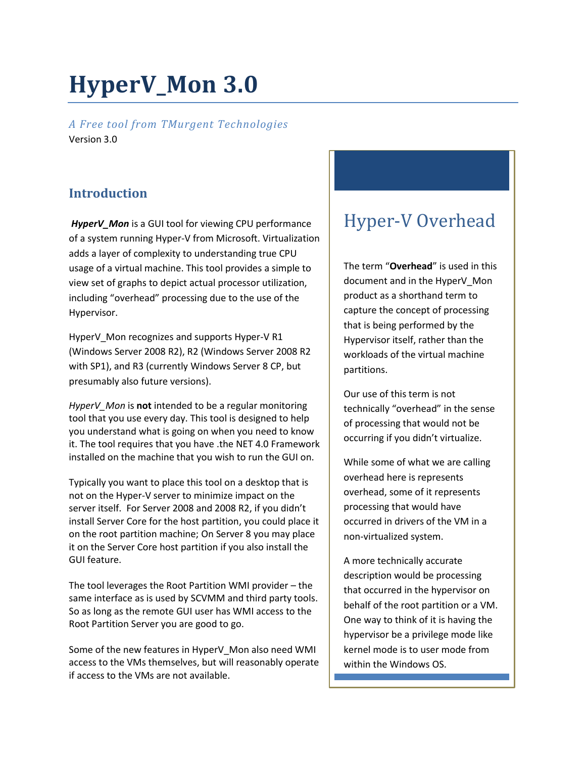# HyperV_Mon 3.0

*A Free tool from TMurgent Technologies*

Version 3.0

## Introduction

***HyperV_Mon*** is a GUI tool for viewing CPU performance of a system running Hyper-V from Microsoft. Virtualization adds a layer of complexity to understanding true CPU usage of a virtual machine. This tool provides a simple to view set of graphs to depict actual processor utilization, including "overhead" processing due to the use of the Hypervisor.

HyperV_Mon recognizes and supports Hyper-V R1 (Windows Server 2008 R2), R2 (Windows Server 2008 R2 with SP1), and R3 (currently Windows Server 8 CP, but presumably also future versions).

*HyperV_Mon* is **not** intended to be a regular monitoring tool that you use every day. This tool is designed to help you understand what is going on when you need to know it. The tool requires that you have .the NET 4.0 Framework installed on the machine that you wish to run the GUI on.

Typically you want to place this tool on a desktop that is not on the Hyper-V server to minimize impact on the server itself. For Server 2008 and 2008 R2, if you didn't install Server Core for the host partition, you could place it on the root partition machine; On Server 8 you may place it on the Server Core host partition if you also install the GUI feature.

The tool leverages the Root Partition WMI provider – the same interface as is used by SCVMM and third party tools. So as long as the remote GUI user has WMI access to the Root Partition Server you are good to go.

Some of the new features in HyperV_Mon also need WMI access to the VMs themselves, but will reasonably operate if access to the VMs are not available.

## Hyper-V Overhead

The term "**Overhead**" is used in this document and in the HyperV_Mon product as a shorthand term to capture the concept of processing that is being performed by the Hypervisor itself, rather than the workloads of the virtual machine partitions.

Our use of this term is not technically "overhead" in the sense of processing that would not be occurring if you didn't virtualize.

While some of what we are calling overhead here is represents overhead, some of it represents processing that would have occurred in drivers of the VM in a non-virtualized system.

A more technically accurate description would be processing that occurred in the hypervisor on behalf of the root partition or a VM. One way to think of it is having the hypervisor be a privilege mode like kernel mode is to user mode from within the Windows OS.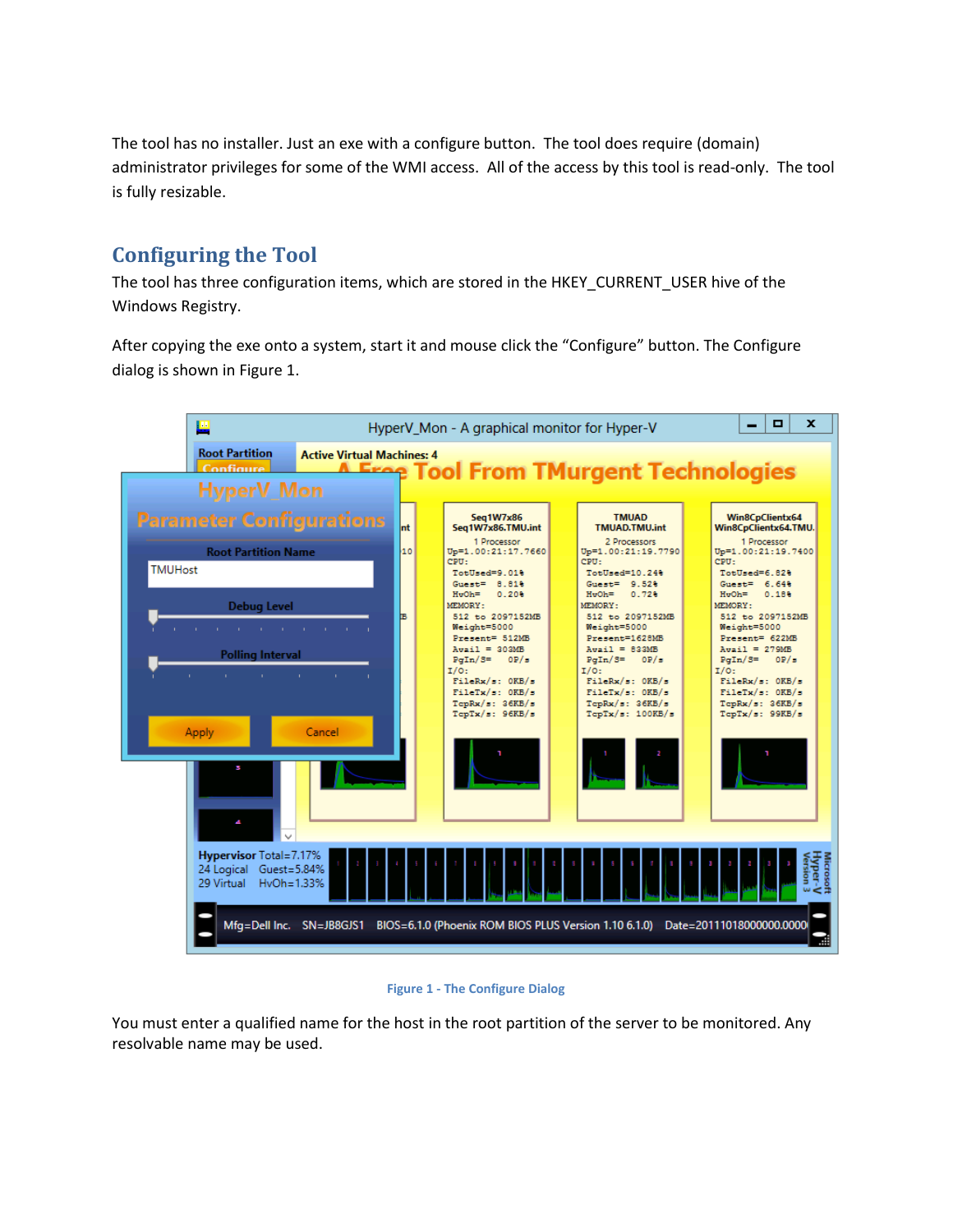The tool has no installer. Just an exe with a configure button. The tool does require (domain) administrator privileges for some of the WMI access. All of the access by this tool is read-only. The tool is fully resizable.

## Configuring the Tool

The tool has three configuration items, which are stored in the HKEY_CURRENT_USER hive of the Windows Registry.

After copying the exe onto a system, start it and mouse click the "Configure" button. The Configure dialog is shown in Figure 1.

Figure 1 - The Configure Dialog

You must enter a qualified name for the host in the root partition of the server to be monitored. Any resolvable name may be used.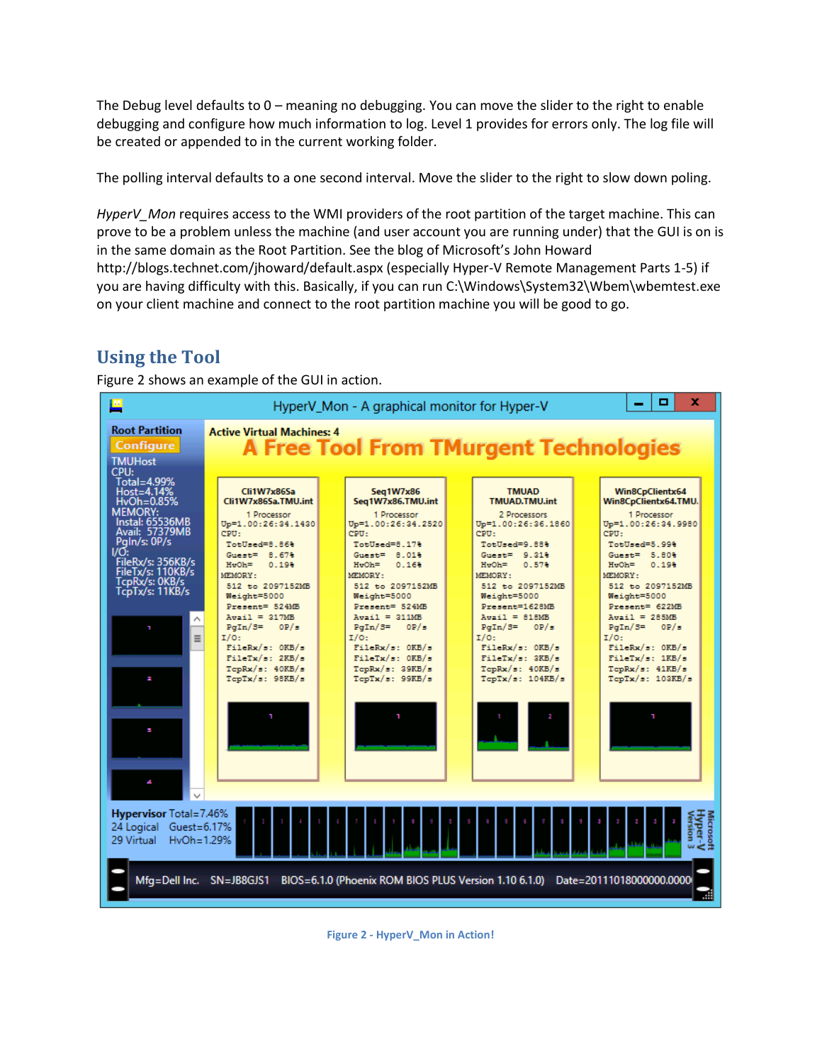The Debug level defaults to 0 – meaning no debugging. You can move the slider to the right to enable debugging and configure how much information to log. Level 1 provides for errors only. The log file will be created or appended to in the current working folder.

The polling interval defaults to a one second interval. Move the slider to the right to slow down poling.

*HyperV_Mon* requires access to the WMI providers of the root partition of the target machine. This can prove to be a problem unless the machine (and user account you are running under) that the GUI is on is in the same domain as the Root Partition. See the blog of Microsoft's John Howard http://blogs.technet.com/jhoward/default.aspx (especially Hyper-V Remote Management Parts 1-5) if you are having difficulty with this. Basically, if you can run C:\Windows\System32\Wbem\wbemtest.exe on your client machine and connect to the root partition machine you will be good to go.

## Using the Tool

Figure 2 shows an example of the GUI in action.

Figure 2 - HyperV_Mon in Action!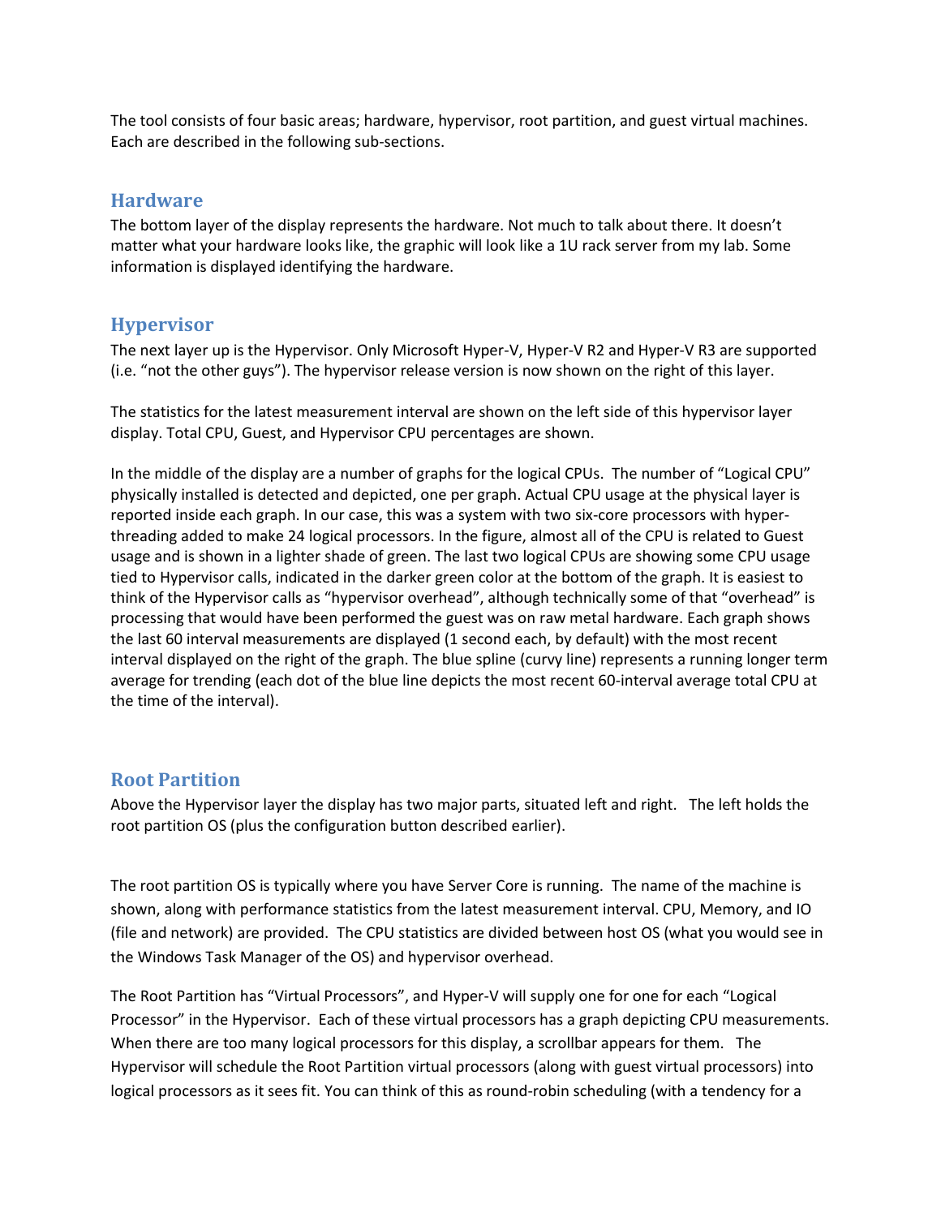The tool consists of four basic areas; hardware, hypervisor, root partition, and guest virtual machines. Each are described in the following sub-sections.

## Hardware

The bottom layer of the display represents the hardware. Not much to talk about there. It doesn't matter what your hardware looks like, the graphic will look like a 1U rack server from my lab. Some information is displayed identifying the hardware.

## Hypervisor

The next layer up is the Hypervisor. Only Microsoft Hyper-V, Hyper-V R2 and Hyper-V R3 are supported (i.e. "not the other guys"). The hypervisor release version is now shown on the right of this layer.

The statistics for the latest measurement interval are shown on the left side of this hypervisor layer display. Total CPU, Guest, and Hypervisor CPU percentages are shown.

In the middle of the display are a number of graphs for the logical CPUs. The number of "Logical CPU" physically installed is detected and depicted, one per graph. Actual CPU usage at the physical layer is reported inside each graph. In our case, this was a system with two six-core processors with hyper-threading added to make 24 logical processors. In the figure, almost all of the CPU is related to Guest usage and is shown in a lighter shade of green. The last two logical CPUs are showing some CPU usage tied to Hypervisor calls, indicated in the darker green color at the bottom of the graph. It is easiest to think of the Hypervisor calls as "hypervisor overhead", although technically some of that "overhead" is processing that would have been performed the guest was on raw metal hardware. Each graph shows the last 60 interval measurements are displayed (1 second each, by default) with the most recent interval displayed on the right of the graph. The blue spline (curvy line) represents a running longer term average for trending (each dot of the blue line depicts the most recent 60-interval average total CPU at the time of the interval).

## Root Partition

Above the Hypervisor layer the display has two major parts, situated left and right. The left holds the root partition OS (plus the configuration button described earlier).

The root partition OS is typically where you have Server Core is running. The name of the machine is shown, along with performance statistics from the latest measurement interval. CPU, Memory, and IO (file and network) are provided. The CPU statistics are divided between host OS (what you would see in the Windows Task Manager of the OS) and hypervisor overhead.

The Root Partition has "Virtual Processors", and Hyper-V will supply one for one for each "Logical Processor" in the Hypervisor. Each of these virtual processors has a graph depicting CPU measurements. When there are too many logical processors for this display, a scrollbar appears for them. The Hypervisor will schedule the Root Partition virtual processors (along with guest virtual processors) into logical processors as it sees fit. You can think of this as round-robin scheduling (with a tendency for a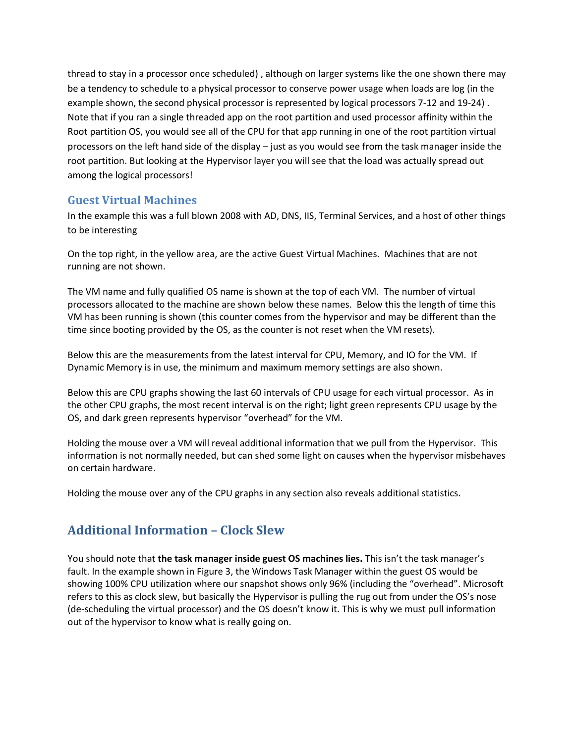thread to stay in a processor once scheduled) , although on larger systems like the one shown there may be a tendency to schedule to a physical processor to conserve power usage when loads are log (in the example shown, the second physical processor is represented by logical processors 7-12 and 19-24) . Note that if you ran a single threaded app on the root partition and used processor affinity within the Root partition OS, you would see all of the CPU for that app running in one of the root partition virtual processors on the left hand side of the display – just as you would see from the task manager inside the root partition. But looking at the Hypervisor layer you will see that the load was actually spread out among the logical processors!

### Guest Virtual Machines

In the example this was a full blown 2008 with AD, DNS, IIS, Terminal Services, and a host of other things to be interesting

On the top right, in the yellow area, are the active Guest Virtual Machines. Machines that are not running are not shown.

The VM name and fully qualified OS name is shown at the top of each VM. The number of virtual processors allocated to the machine are shown below these names. Below this the length of time this VM has been running is shown (this counter comes from the hypervisor and may be different than the time since booting provided by the OS, as the counter is not reset when the VM resets).

Below this are the measurements from the latest interval for CPU, Memory, and IO for the VM. If Dynamic Memory is in use, the minimum and maximum memory settings are also shown.

Below this are CPU graphs showing the last 60 intervals of CPU usage for each virtual processor. As in the other CPU graphs, the most recent interval is on the right; light green represents CPU usage by the OS, and dark green represents hypervisor "overhead" for the VM.

Holding the mouse over a VM will reveal additional information that we pull from the Hypervisor. This information is not normally needed, but can shed some light on causes when the hypervisor misbehaves on certain hardware.

Holding the mouse over any of the CPU graphs in any section also reveals additional statistics.

## Additional Information – Clock Slew

You should note that **the task manager inside guest OS machines lies.** This isn't the task manager's fault. In the example shown in Figure 3, the Windows Task Manager within the guest OS would be showing 100% CPU utilization where our snapshot shows only 96% (including the "overhead". Microsoft refers to this as clock slew, but basically the Hypervisor is pulling the rug out from under the OS's nose (de-scheduling the virtual processor) and the OS doesn't know it. This is why we must pull information out of the hypervisor to know what is really going on.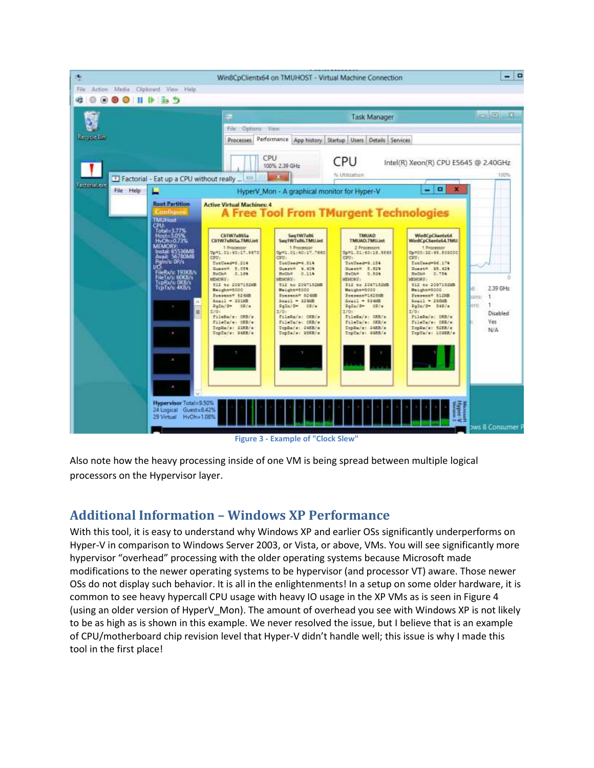Figure 3 - Example of "Clock Slew"

Also note how the heavy processing inside of one VM is being spread between multiple logical processors on the Hypervisor layer.

## Additional Information – Windows XP Performance

With this tool, it is easy to understand why Windows XP and earlier OSs significantly underperforms on Hyper-V in comparison to Windows Server 2003, or Vista, or above, VMs. You will see significantly more hypervisor "overhead" processing with the older operating systems because Microsoft made modifications to the newer operating systems to be hypervisor (and processor VT) aware. Those newer OSs do not display such behavior. It is all in the enlightenments! In a setup on some older hardware, it is common to see heavy hypercall CPU usage with heavy IO usage in the XP VMs as is seen in Figure 4 (using an older version of HyperV_Mon). The amount of overhead you see with Windows XP is not likely to be as high as is shown in this example. We never resolved the issue, but I believe that is an example of CPU/motherboard chip revision level that Hyper-V didn't handle well; this issue is why I made this tool in the first place!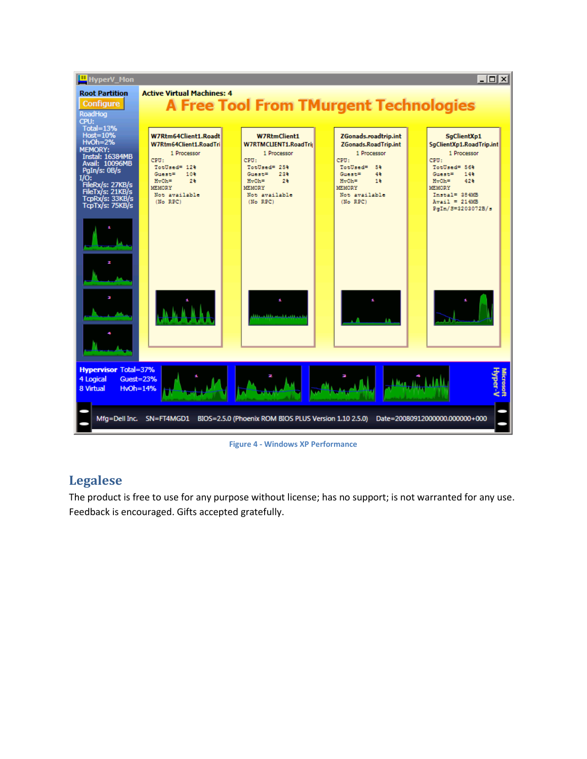Figure 4 - Windows XP Performance

## Legalese

The product is free to use for any purpose without license; has no support; is not warranted for any use. Feedback is encouraged. Gifts accepted gratefully.